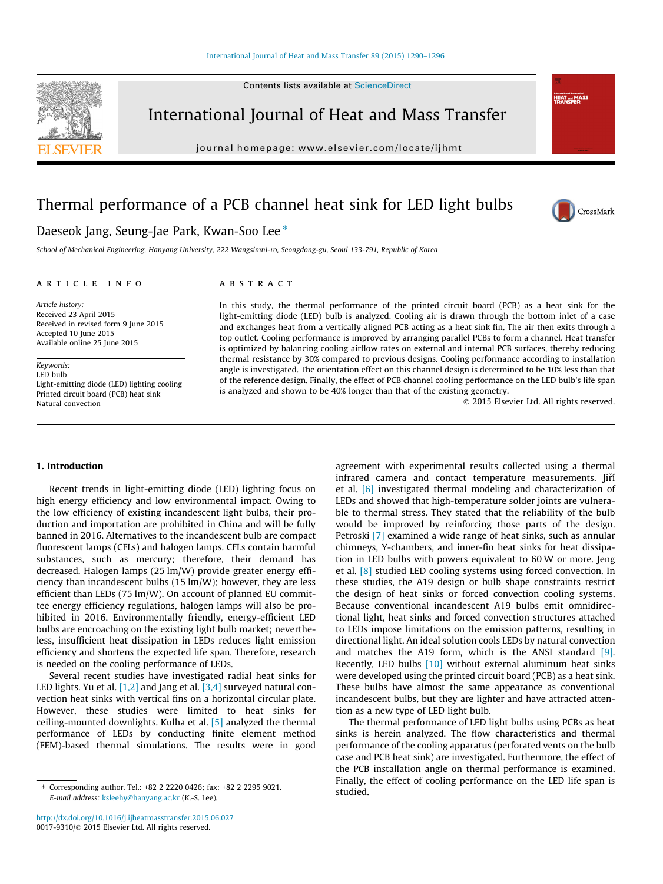# Thermal performance of a PCB channel heat sink for LED light bulbs

Daeseok Jang, Seung-Jae Park, Kwan-Soo Lee *

School of Mechanical Engineering, Hanyang University, 222 Wangsimni-ro, Seongdong-gu, Seoul 133-791, Republic of Korea

## ARTICLE INFO

*Article history:*
Received 23 April 2015
Received in revised form 9 June 2015
Accepted 10 June 2015
Available online 25 June 2015

*Keywords:*
LED bulb
Light-emitting diode (LED) lighting cooling
Printed circuit board (PCB) heat sink
Natural convection

## ABSTRACT

In this study, the thermal performance of the printed circuit board (PCB) as a heat sink for the light-emitting diode (LED) bulb is analyzed. Cooling air is drawn through the bottom inlet of a case and exchanges heat from a vertically aligned PCB acting as a heat sink fin. The air then exits through a top outlet. Cooling performance is improved by arranging parallel PCBs to form a channel. Heat transfer is optimized by balancing cooling airflow rates on external and internal PCB surfaces, thereby reducing thermal resistance by 30% compared to previous designs. Cooling performance according to installation angle is investigated. The orientation effect on this channel design is determined to be 10% less than that of the reference design. Finally, the effect of PCB channel cooling performance on the LED bulb's life span is analyzed and shown to be 40% longer than that of the existing geometry.

© 2015 Elsevier Ltd. All rights reserved.

## 1. Introduction

Recent trends in light-emitting diode (LED) lighting focus on high energy efficiency and low environmental impact. Owing to the low efficiency of existing incandescent light bulbs, their production and importation are prohibited in China and will be fully banned in 2016. Alternatives to the incandescent bulb are compact fluorescent lamps (CFLs) and halogen lamps. CFLs contain harmful substances, such as mercury; therefore, their demand has decreased. Halogen lamps (25 lm/W) provide greater energy efficiency than incandescent bulbs (15 lm/W); however, they are less efficient than LEDs (75 lm/W). On account of planned EU committee energy efficiency regulations, halogen lamps will also be prohibited in 2016. Environmentally friendly, energy-efficient LED bulbs are encroaching on the existing light bulb market; nevertheless, insufficient heat dissipation in LEDs reduces light emission efficiency and shortens the expected life span. Therefore, research is needed on the cooling performance of LEDs.

Several recent studies have investigated radial heat sinks for LED lights. Yu et al. [1,2] and Jang et al. [3,4] surveyed natural convection heat sinks with vertical fins on a horizontal circular plate. However, these studies were limited to heat sinks for ceiling-mounted downlights. Kulha et al. [5] analyzed the thermal performance of LEDs by conducting finite element method (FEM)-based thermal simulations. The results were in good agreement with experimental results collected using a thermal infrared camera and contact temperature measurements. Jiří et al. [6] investigated thermal modeling and characterization of LEDs and showed that high-temperature solder joints are vulnerable to thermal stress. They stated that the reliability of the bulb would be improved by reinforcing those parts of the design. Petroski [7] examined a wide range of heat sinks, such as annular chimneys, Y-chambers, and inner-fin heat sinks for heat dissipation in LED bulbs with powers equivalent to 60 W or more. Jeng et al. [8] studied LED cooling systems using forced convection. In these studies, the A19 design or bulb shape constraints restrict the design of heat sinks or forced convection cooling systems. Because conventional incandescent A19 bulbs emit omnidirectional light, heat sinks and forced convection structures attached to LEDs impose limitations on the emission patterns, resulting in directional light. An ideal solution cools LEDs by natural convection and matches the A19 form, which is the ANSI standard [9]. Recently, LED bulbs [10] without external aluminum heat sinks were developed using the printed circuit board (PCB) as a heat sink. These bulbs have almost the same appearance as conventional incandescent bulbs, but they are lighter and have attracted attention as a new type of LED light bulb.

The thermal performance of LED light bulbs using PCBs as heat sinks is herein analyzed. The flow characteristics and thermal performance of the cooling apparatus (perforated vents on the bulb case and PCB heat sink) are investigated. Furthermore, the effect of the PCB installation angle on thermal performance is examined. Finally, the effect of cooling performance on the LED life span is studied.

* Corresponding author. Tel.: +82 2 2220 0426; fax: +82 2 2295 9021. E-mail address: ksleehy@hanyang.ac.kr (K.-S. Lee).

http://dx.doi.org/10.1016/j.ijheatmasstransfer.2015.06.027
0017-9310/© 2015 Elsevier Ltd. All rights reserved.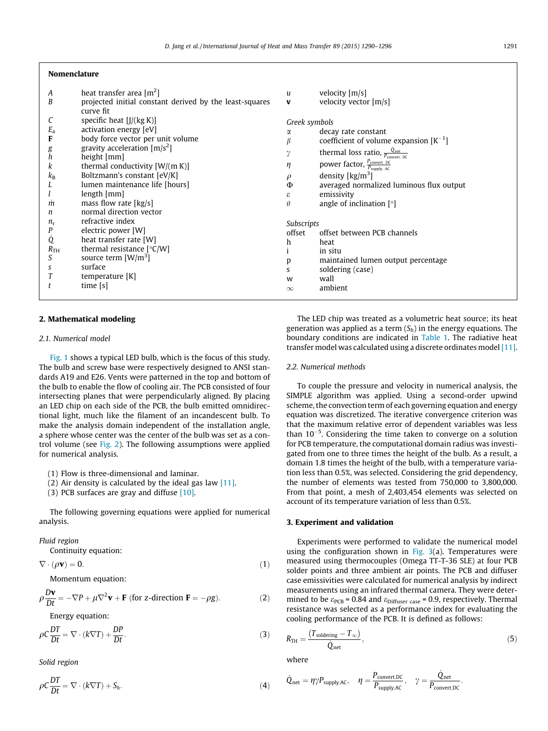## Nomenclature

| | |
|---|---|
| $A$ | heat transfer area [m$^2$] |
| $B$ | projected initial constant derived by the least-squares curve fit |
| $C$ | specific heat [J/(kg K)] |
| $E_a$ | activation energy [eV] |
| $\mathbf{F}$ | body force vector per unit volume |
| $g$ | gravity acceleration [m/s$^2$] |
| $h$ | height [mm] |
| $k$ | thermal conductivity [W/(m K)] |
| $k_B$ | Boltzmann's constant [eV/K] |
| $L$ | lumen maintenance life [hours] |
| $l$ | length [mm] |
| $\dot{m}$ | mass flow rate [kg/s] |
| $n$ | normal direction vector |
| $n_r$ | refractive index |
| $P$ | electric power [W] |
| $\dot{Q}$ | heat transfer rate [W] |
| $R_{TH}$ | thermal resistance [°C/W] |
| $S$ | source term [W/m$^3$] |
| $s$ | surface |
| $T$ | temperature [K] |
| $t$ | time [s] |
| $u$ | velocity [m/s] |
| $\mathbf{v}$ | velocity vector [m/s] |

*Greek symbols*

| | |
|---|---|
| $\alpha$ | decay rate constant |
| $\beta$ | coefficient of volume expansion [K$^{-1}$] |
| $\gamma$ | thermal loss ratio, $\frac{\dot{Q}_{net}}{P_{convert.\ DC}}$ |
| $\eta$ | power factor, $\frac{P_{convert.\ DC}}{P_{supply.\ AC}}$ |
| $\rho$ | density [kg/m$^3$] |
| $\Phi$ | averaged normalized luminous flux output |
| $\varepsilon$ | emissivity |
| $\theta$ | angle of inclination [°] |

*Subscripts*

| | |
|---|---|
| offset | offset between PCB channels |
| h | heat |
| i | in situ |
| p | maintained lumen output percentage |
| s | soldering (case) |
| w | wall |
| $\infty$ | ambient |

## 2. Mathematical modeling

### 2.1. Numerical model

Fig. 1 shows a typical LED bulb, which is the focus of this study. The bulb and screw base were respectively designed to ANSI standards A19 and E26. Vents were patterned in the top and bottom of the bulb to enable the flow of cooling air. The PCB consisted of four intersecting planes that were perpendicularly aligned. By placing an LED chip on each side of the PCB, the bulb emitted omnidirectional light, much like the filament of an incandescent bulb. To make the analysis domain independent of the installation angle, a sphere whose center was the center of the bulb was set as a control volume (see Fig. 2). The following assumptions were applied for numerical analysis.

(1) Flow is three-dimensional and laminar.
(2) Air density is calculated by the ideal gas law [11].
(3) PCB surfaces are gray and diffuse [10].

The following governing equations were applied for numerical analysis.

*Fluid region*

Continuity equation:

$$\nabla \cdot (\rho \mathbf{v}) = 0. \tag{1}$$

Momentum equation:

$$\rho \frac{D\mathbf{v}}{Dt} = -\nabla P + \mu \nabla^2 \mathbf{v} + \mathbf{F} \text{ (for z-direction } \mathbf{F} = -\rho g). \tag{2}$$

Energy equation:

$$\rho C \frac{DT}{Dt} = \nabla \cdot (k \nabla T) + \frac{DP}{Dt}. \tag{3}$$

*Solid region*

$$\rho C \frac{DT}{Dt} = \nabla \cdot (k \nabla T) + S_h. \tag{4}$$

The LED chip was treated as a volumetric heat source; its heat generation was applied as a term ($S_h$) in the energy equations. The boundary conditions are indicated in Table 1. The radiative heat transfer model was calculated using a discrete ordinates model [11].

### 2.2. Numerical methods

To couple the pressure and velocity in numerical analysis, the SIMPLE algorithm was applied. Using a second-order upwind scheme, the convection term of each governing equation and energy equation was discretized. The iterative convergence criterion was that the maximum relative error of dependent variables was less than $10^{-5}$. Considering the time taken to converge on a solution for PCB temperature, the computational domain radius was investigated from one to three times the height of the bulb. As a result, a domain 1.8 times the height of the bulb, with a temperature variation less than 0.5%, was selected. Considering the grid dependency, the number of elements was tested from 750,000 to 3,800,000. From that point, a mesh of 2,403,454 elements was selected on account of its temperature variation of less than 0.5%.

## 3. Experiment and validation

Experiments were performed to validate the numerical model using the configuration shown in Fig. 3(a). Temperatures were measured using thermocouples (Omega TT-T-36 SLE) at four PCB solder points and three ambient air points. The PCB and diffuser case emissivities were calculated for numerical analysis by indirect measurements using an infrared thermal camera. They were determined to be $\varepsilon_{PCB} = 0.84$ and $\varepsilon_{Diffuser\ case} = 0.9$, respectively. Thermal resistance was selected as a performance index for evaluating the cooling performance of the PCB. It is defined as follows:

$$R_{TH} = \frac{(T_{soldering} - T_{\infty})}{\dot{Q}_{net}}, \tag{5}$$

where

$$\dot{Q}_{net} = \eta \gamma P_{supply.AC}, \quad \eta = \frac{P_{convert.DC}}{P_{supply.AC}}, \quad \gamma = \frac{\dot{Q}_{net}}{P_{convert.DC}}.$$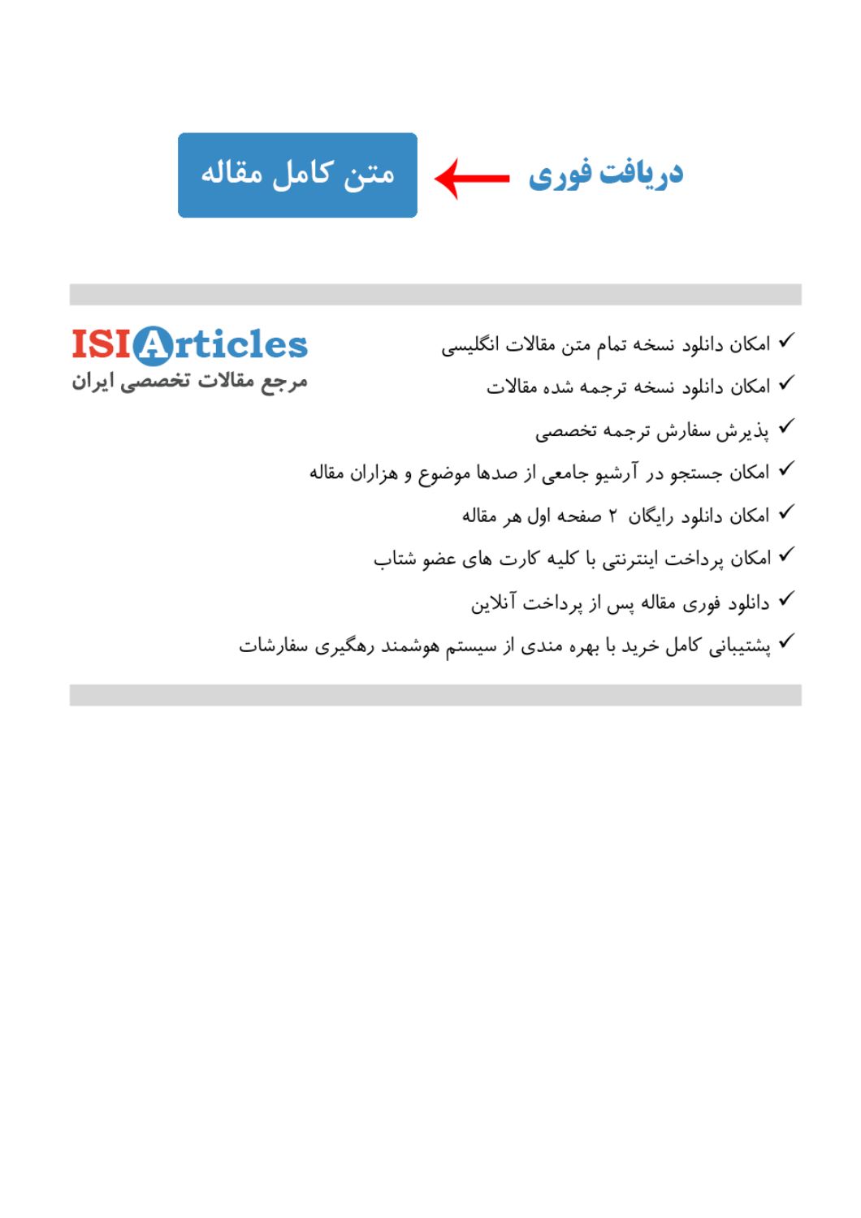دریافت فوری ← **متن کامل مقاله**

**ISIArticles**
مرجع مقالات تخصصی ایران

- ✓ امکان دانلود نسخه تمام متن مقالات انگلیسی
- ✓ امکان دانلود نسخه ترجمه شده مقالات
- ✓ پذیرش سفارش ترجمه تخصصی
- ✓ امکان جستجو در آرشیو جامعی از صدها موضوع و هزاران مقاله
- ✓ امکان دانلود رایگان ۲ صفحه اول هر مقاله
- ✓ امکان پرداخت اینترنتی با کلیه کارت های عضو شتاب
- ✓ دانلود فوری مقاله پس از پرداخت آنلاین
- ✓ پشتیبانی کامل خرید با بهره مندی از سیستم هوشمند رهگیری سفارشات